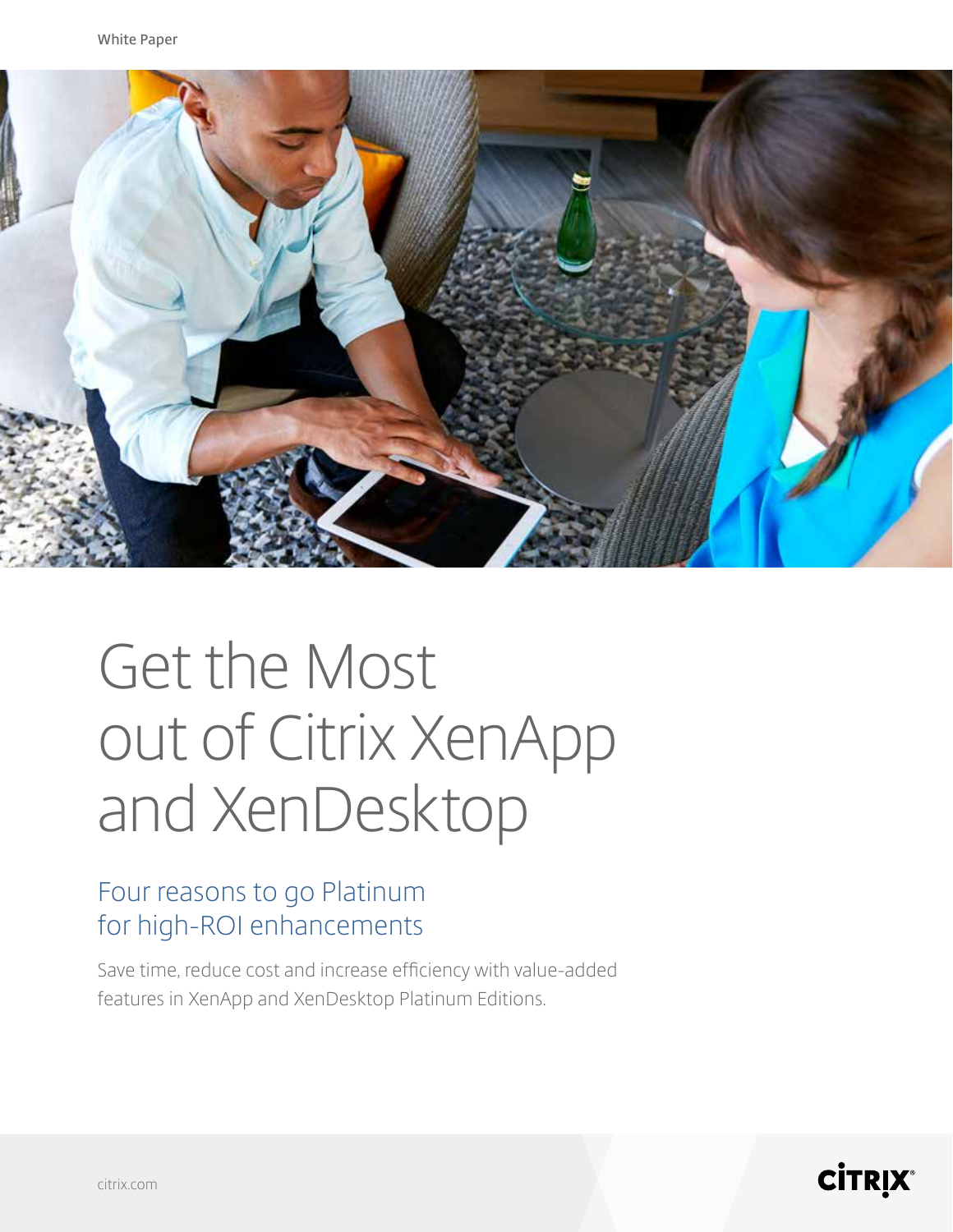White Paper

# Get the Most out of Citrix XenApp and XenDesktop

## Four reasons to go Platinum for high-ROI enhancements

Save time, reduce cost and increase efficiency with value-added features in XenApp and XenDesktop Platinum Editions.

citrix.com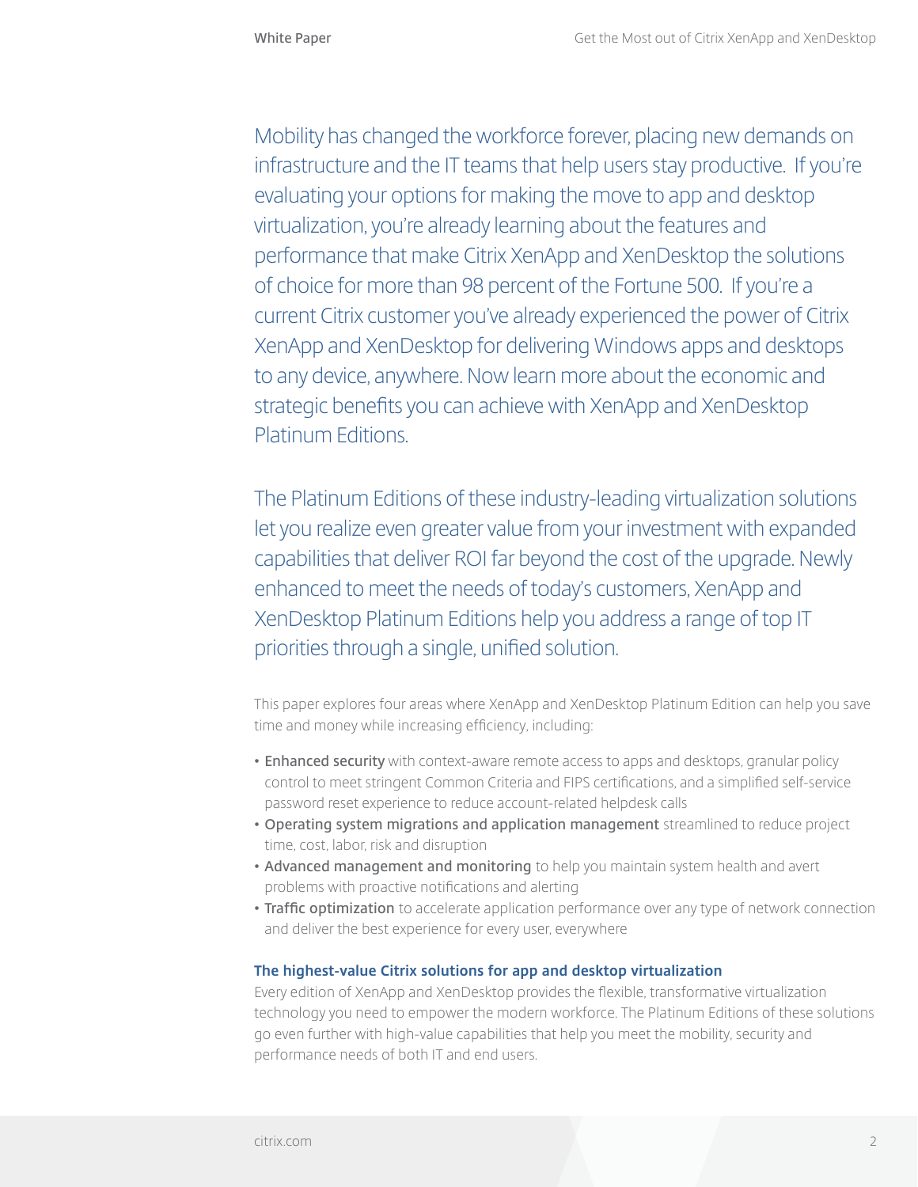Mobility has changed the workforce forever, placing new demands on infrastructure and the IT teams that help users stay productive. If you're evaluating your options for making the move to app and desktop virtualization, you're already learning about the features and performance that make Citrix XenApp and XenDesktop the solutions of choice for more than 98 percent of the Fortune 500. If you're a current Citrix customer you've already experienced the power of Citrix XenApp and XenDesktop for delivering Windows apps and desktops to any device, anywhere. Now learn more about the economic and strategic benefits you can achieve with XenApp and XenDesktop Platinum Editions.

The Platinum Editions of these industry-leading virtualization solutions let you realize even greater value from your investment with expanded capabilities that deliver ROI far beyond the cost of the upgrade. Newly enhanced to meet the needs of today's customers, XenApp and XenDesktop Platinum Editions help you address a range of top IT priorities through a single, unified solution.

This paper explores four areas where XenApp and XenDesktop Platinum Edition can help you save time and money while increasing efficiency, including:

- **Enhanced security** with context-aware remote access to apps and desktops, granular policy control to meet stringent Common Criteria and FIPS certifications, and a simplified self-service password reset experience to reduce account-related helpdesk calls
- **Operating system migrations and application management** streamlined to reduce project time, cost, labor, risk and disruption
- **Advanced management and monitoring** to help you maintain system health and avert problems with proactive notifications and alerting
- **Traffic optimization** to accelerate application performance over any type of network connection and deliver the best experience for every user, everywhere

### The highest-value Citrix solutions for app and desktop virtualization

Every edition of XenApp and XenDesktop provides the flexible, transformative virtualization technology you need to empower the modern workforce. The Platinum Editions of these solutions go even further with high-value capabilities that help you meet the mobility, security and performance needs of both IT and end users.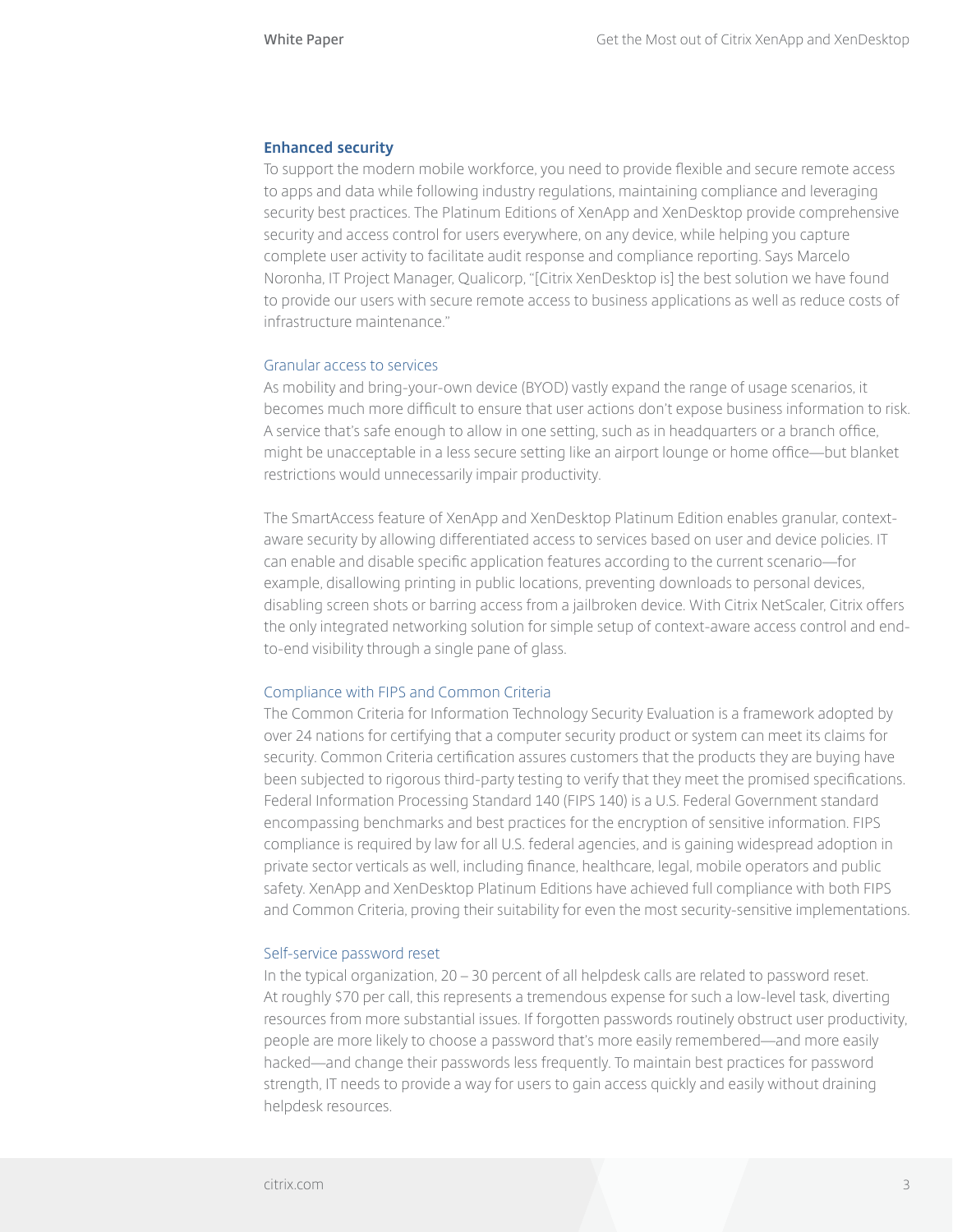## Enhanced security

To support the modern mobile workforce, you need to provide flexible and secure remote access to apps and data while following industry regulations, maintaining compliance and leveraging security best practices. The Platinum Editions of XenApp and XenDesktop provide comprehensive security and access control for users everywhere, on any device, while helping you capture complete user activity to facilitate audit response and compliance reporting. Says Marcelo Noronha, IT Project Manager, Qualicorp, "[Citrix XenDesktop is] the best solution we have found to provide our users with secure remote access to business applications as well as reduce costs of infrastructure maintenance."

### Granular access to services

As mobility and bring-your-own device (BYOD) vastly expand the range of usage scenarios, it becomes much more difficult to ensure that user actions don't expose business information to risk. A service that's safe enough to allow in one setting, such as in headquarters or a branch office, might be unacceptable in a less secure setting like an airport lounge or home office—but blanket restrictions would unnecessarily impair productivity.

The SmartAccess feature of XenApp and XenDesktop Platinum Edition enables granular, context-aware security by allowing differentiated access to services based on user and device policies. IT can enable and disable specific application features according to the current scenario—for example, disallowing printing in public locations, preventing downloads to personal devices, disabling screen shots or barring access from a jailbroken device. With Citrix NetScaler, Citrix offers the only integrated networking solution for simple setup of context-aware access control and end-to-end visibility through a single pane of glass.

### Compliance with FIPS and Common Criteria

The Common Criteria for Information Technology Security Evaluation is a framework adopted by over 24 nations for certifying that a computer security product or system can meet its claims for security. Common Criteria certification assures customers that the products they are buying have been subjected to rigorous third-party testing to verify that they meet the promised specifications. Federal Information Processing Standard 140 (FIPS 140) is a U.S. Federal Government standard encompassing benchmarks and best practices for the encryption of sensitive information. FIPS compliance is required by law for all U.S. federal agencies, and is gaining widespread adoption in private sector verticals as well, including finance, healthcare, legal, mobile operators and public safety. XenApp and XenDesktop Platinum Editions have achieved full compliance with both FIPS and Common Criteria, proving their suitability for even the most security-sensitive implementations.

### Self-service password reset

In the typical organization, 20 – 30 percent of all helpdesk calls are related to password reset. At roughly $70 per call, this represents a tremendous expense for such a low-level task, diverting resources from more substantial issues. If forgotten passwords routinely obstruct user productivity, people are more likely to choose a password that's more easily remembered—and more easily hacked—and change their passwords less frequently. To maintain best practices for password strength, IT needs to provide a way for users to gain access quickly and easily without draining helpdesk resources.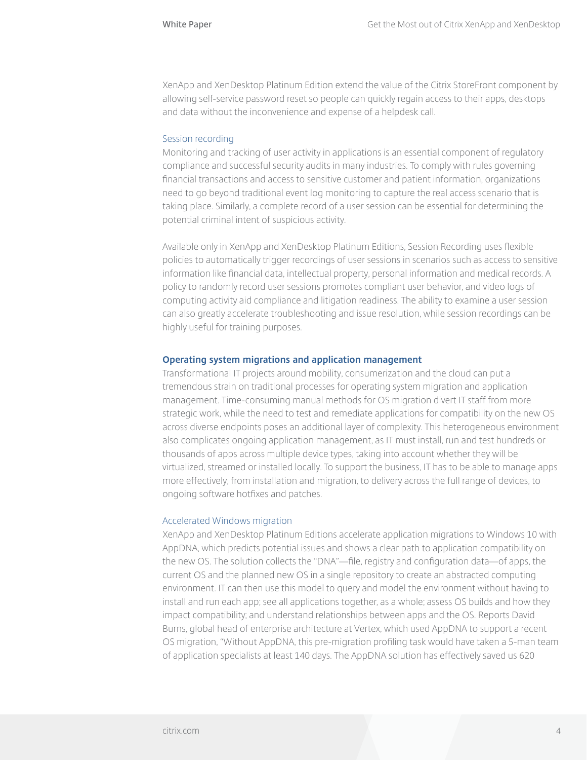XenApp and XenDesktop Platinum Edition extend the value of the Citrix StoreFront component by allowing self-service password reset so people can quickly regain access to their apps, desktops and data without the inconvenience and expense of a helpdesk call.

### Session recording

Monitoring and tracking of user activity in applications is an essential component of regulatory compliance and successful security audits in many industries. To comply with rules governing financial transactions and access to sensitive customer and patient information, organizations need to go beyond traditional event log monitoring to capture the real access scenario that is taking place. Similarly, a complete record of a user session can be essential for determining the potential criminal intent of suspicious activity.

Available only in XenApp and XenDesktop Platinum Editions, Session Recording uses flexible policies to automatically trigger recordings of user sessions in scenarios such as access to sensitive information like financial data, intellectual property, personal information and medical records. A policy to randomly record user sessions promotes compliant user behavior, and video logs of computing activity aid compliance and litigation readiness. The ability to examine a user session can also greatly accelerate troubleshooting and issue resolution, while session recordings can be highly useful for training purposes.

## Operating system migrations and application management

Transformational IT projects around mobility, consumerization and the cloud can put a tremendous strain on traditional processes for operating system migration and application management. Time-consuming manual methods for OS migration divert IT staff from more strategic work, while the need to test and remediate applications for compatibility on the new OS across diverse endpoints poses an additional layer of complexity. This heterogeneous environment also complicates ongoing application management, as IT must install, run and test hundreds or thousands of apps across multiple device types, taking into account whether they will be virtualized, streamed or installed locally. To support the business, IT has to be able to manage apps more effectively, from installation and migration, to delivery across the full range of devices, to ongoing software hotfixes and patches.

### Accelerated Windows migration

XenApp and XenDesktop Platinum Editions accelerate application migrations to Windows 10 with AppDNA, which predicts potential issues and shows a clear path to application compatibility on the new OS. The solution collects the "DNA"—file, registry and configuration data—of apps, the current OS and the planned new OS in a single repository to create an abstracted computing environment. IT can then use this model to query and model the environment without having to install and run each app; see all applications together, as a whole; assess OS builds and how they impact compatibility; and understand relationships between apps and the OS. Reports David Burns, global head of enterprise architecture at Vertex, which used AppDNA to support a recent OS migration, "Without AppDNA, this pre-migration profiling task would have taken a 5-man team of application specialists at least 140 days. The AppDNA solution has effectively saved us 620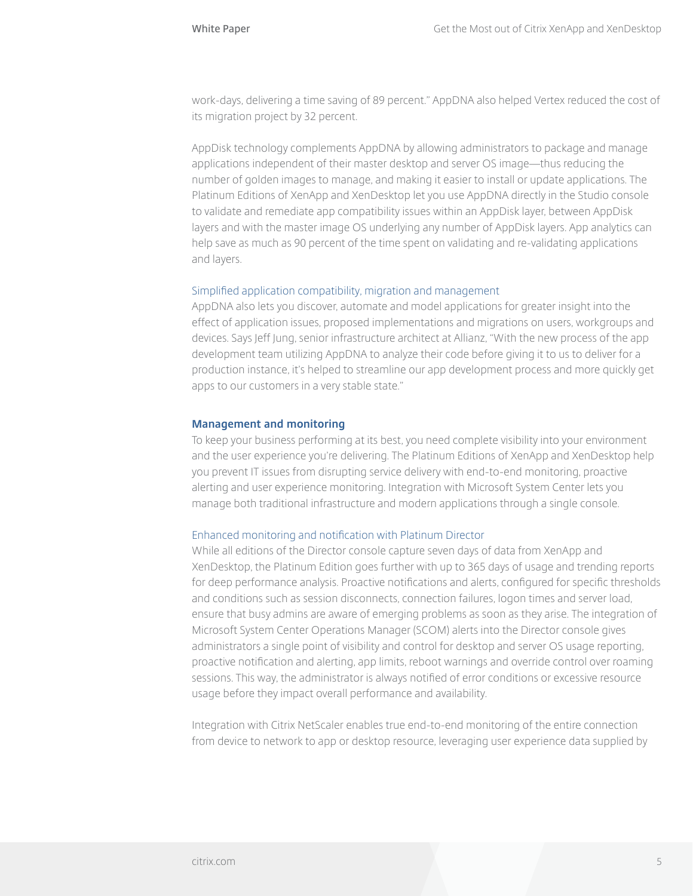work-days, delivering a time saving of 89 percent." AppDNA also helped Vertex reduced the cost of its migration project by 32 percent.

AppDisk technology complements AppDNA by allowing administrators to package and manage applications independent of their master desktop and server OS image—thus reducing the number of golden images to manage, and making it easier to install or update applications. The Platinum Editions of XenApp and XenDesktop let you use AppDNA directly in the Studio console to validate and remediate app compatibility issues within an AppDisk layer, between AppDisk layers and with the master image OS underlying any number of AppDisk layers. App analytics can help save as much as 90 percent of the time spent on validating and re-validating applications and layers.

### Simplified application compatibility, migration and management

AppDNA also lets you discover, automate and model applications for greater insight into the effect of application issues, proposed implementations and migrations on users, workgroups and devices. Says Jeff Jung, senior infrastructure architect at Allianz, "With the new process of the app development team utilizing AppDNA to analyze their code before giving it to us to deliver for a production instance, it's helped to streamline our app development process and more quickly get apps to our customers in a very stable state."

## Management and monitoring

To keep your business performing at its best, you need complete visibility into your environment and the user experience you're delivering. The Platinum Editions of XenApp and XenDesktop help you prevent IT issues from disrupting service delivery with end-to-end monitoring, proactive alerting and user experience monitoring. Integration with Microsoft System Center lets you manage both traditional infrastructure and modern applications through a single console.

### Enhanced monitoring and notification with Platinum Director

While all editions of the Director console capture seven days of data from XenApp and XenDesktop, the Platinum Edition goes further with up to 365 days of usage and trending reports for deep performance analysis. Proactive notifications and alerts, configured for specific thresholds and conditions such as session disconnects, connection failures, logon times and server load, ensure that busy admins are aware of emerging problems as soon as they arise. The integration of Microsoft System Center Operations Manager (SCOM) alerts into the Director console gives administrators a single point of visibility and control for desktop and server OS usage reporting, proactive notification and alerting, app limits, reboot warnings and override control over roaming sessions. This way, the administrator is always notified of error conditions or excessive resource usage before they impact overall performance and availability.

Integration with Citrix NetScaler enables true end-to-end monitoring of the entire connection from device to network to app or desktop resource, leveraging user experience data supplied by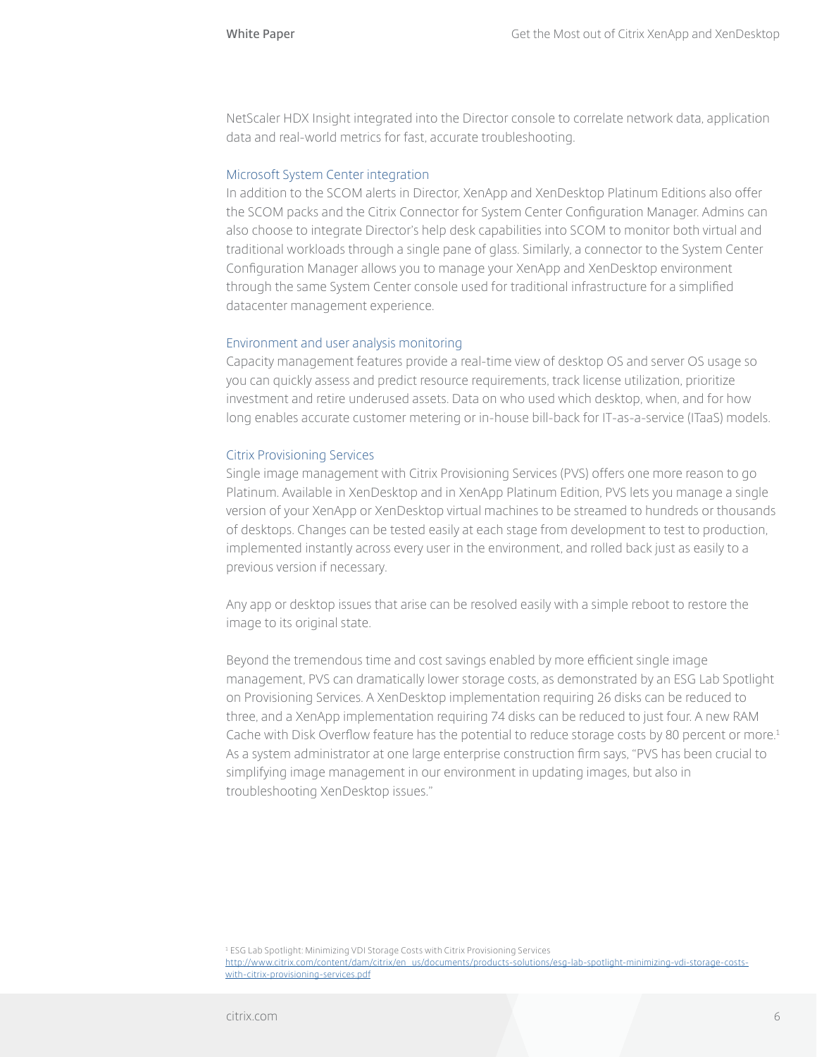NetScaler HDX Insight integrated into the Director console to correlate network data, application data and real-world metrics for fast, accurate troubleshooting.

### Microsoft System Center integration

In addition to the SCOM alerts in Director, XenApp and XenDesktop Platinum Editions also offer the SCOM packs and the Citrix Connector for System Center Configuration Manager. Admins can also choose to integrate Director's help desk capabilities into SCOM to monitor both virtual and traditional workloads through a single pane of glass. Similarly, a connector to the System Center Configuration Manager allows you to manage your XenApp and XenDesktop environment through the same System Center console used for traditional infrastructure for a simplified datacenter management experience.

### Environment and user analysis monitoring

Capacity management features provide a real-time view of desktop OS and server OS usage so you can quickly assess and predict resource requirements, track license utilization, prioritize investment and retire underused assets. Data on who used which desktop, when, and for how long enables accurate customer metering or in-house bill-back for IT-as-a-service (ITaaS) models.

### Citrix Provisioning Services

Single image management with Citrix Provisioning Services (PVS) offers one more reason to go Platinum. Available in XenDesktop and in XenApp Platinum Edition, PVS lets you manage a single version of your XenApp or XenDesktop virtual machines to be streamed to hundreds or thousands of desktops. Changes can be tested easily at each stage from development to test to production, implemented instantly across every user in the environment, and rolled back just as easily to a previous version if necessary.

Any app or desktop issues that arise can be resolved easily with a simple reboot to restore the image to its original state.

Beyond the tremendous time and cost savings enabled by more efficient single image management, PVS can dramatically lower storage costs, as demonstrated by an ESG Lab Spotlight on Provisioning Services. A XenDesktop implementation requiring 26 disks can be reduced to three, and a XenApp implementation requiring 74 disks can be reduced to just four. A new RAM Cache with Disk Overflow feature has the potential to reduce storage costs by 80 percent or more.[1] As a system administrator at one large enterprise construction firm says, "PVS has been crucial to simplifying image management in our environment in updating images, but also in troubleshooting XenDesktop issues."

[1] ESG Lab Spotlight: Minimizing VDI Storage Costs with Citrix Provisioning Services
http://www.citrix.com/content/dam/citrix/en_us/documents/products-solutions/esg-lab-spotlight-minimizing-vdi-storage-costs-with-citrix-provisioning-services.pdf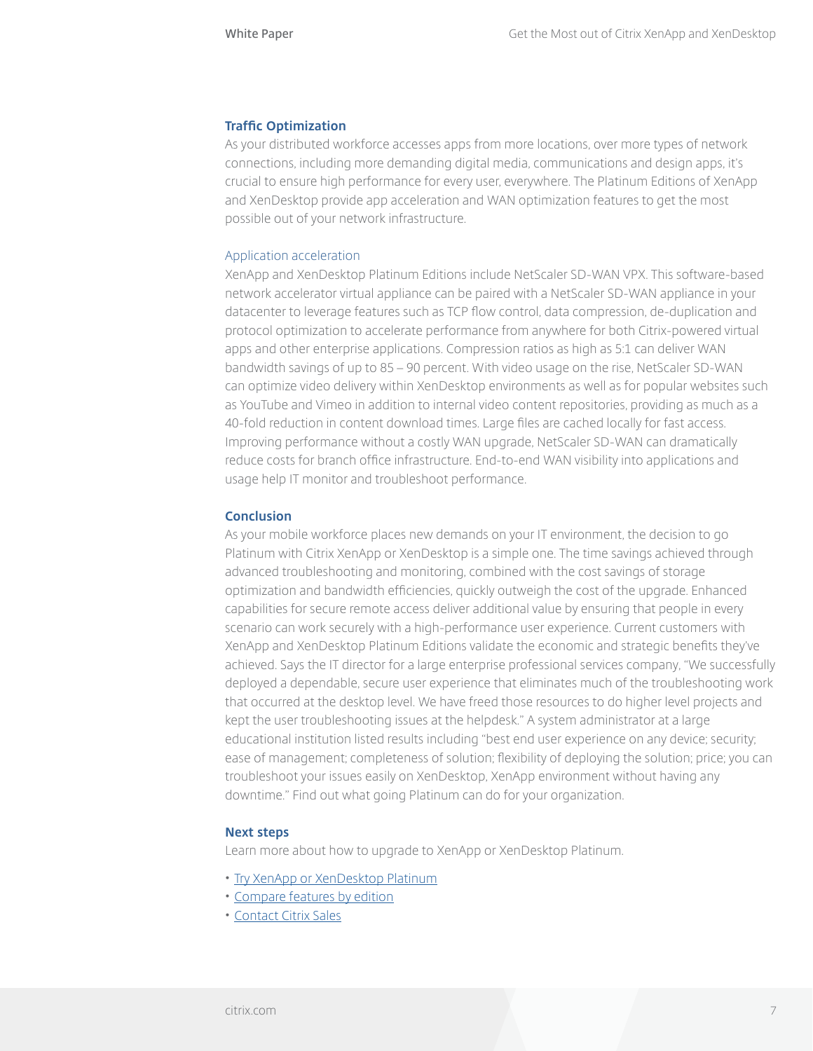## Traffic Optimization

As your distributed workforce accesses apps from more locations, over more types of network connections, including more demanding digital media, communications and design apps, it's crucial to ensure high performance for every user, everywhere. The Platinum Editions of XenApp and XenDesktop provide app acceleration and WAN optimization features to get the most possible out of your network infrastructure.

### Application acceleration

XenApp and XenDesktop Platinum Editions include NetScaler SD-WAN VPX. This software-based network accelerator virtual appliance can be paired with a NetScaler SD-WAN appliance in your datacenter to leverage features such as TCP flow control, data compression, de-duplication and protocol optimization to accelerate performance from anywhere for both Citrix-powered virtual apps and other enterprise applications. Compression ratios as high as 5:1 can deliver WAN bandwidth savings of up to 85 – 90 percent. With video usage on the rise, NetScaler SD-WAN can optimize video delivery within XenDesktop environments as well as for popular websites such as YouTube and Vimeo in addition to internal video content repositories, providing as much as a 40-fold reduction in content download times. Large files are cached locally for fast access. Improving performance without a costly WAN upgrade, NetScaler SD-WAN can dramatically reduce costs for branch office infrastructure. End-to-end WAN visibility into applications and usage help IT monitor and troubleshoot performance.

## Conclusion

As your mobile workforce places new demands on your IT environment, the decision to go Platinum with Citrix XenApp or XenDesktop is a simple one. The time savings achieved through advanced troubleshooting and monitoring, combined with the cost savings of storage optimization and bandwidth efficiencies, quickly outweigh the cost of the upgrade. Enhanced capabilities for secure remote access deliver additional value by ensuring that people in every scenario can work securely with a high-performance user experience. Current customers with XenApp and XenDesktop Platinum Editions validate the economic and strategic benefits they've achieved. Says the IT director for a large enterprise professional services company, "We successfully deployed a dependable, secure user experience that eliminates much of the troubleshooting work that occurred at the desktop level. We have freed those resources to do higher level projects and kept the user troubleshooting issues at the helpdesk." A system administrator at a large educational institution listed results including "best end user experience on any device; security; ease of management; completeness of solution; flexibility of deploying the solution; price; you can troubleshoot your issues easily on XenDesktop, XenApp environment without having any downtime." Find out what going Platinum can do for your organization.

## Next steps

Learn more about how to upgrade to XenApp or XenDesktop Platinum.

- Try XenApp or XenDesktop Platinum
- Compare features by edition
- Contact Citrix Sales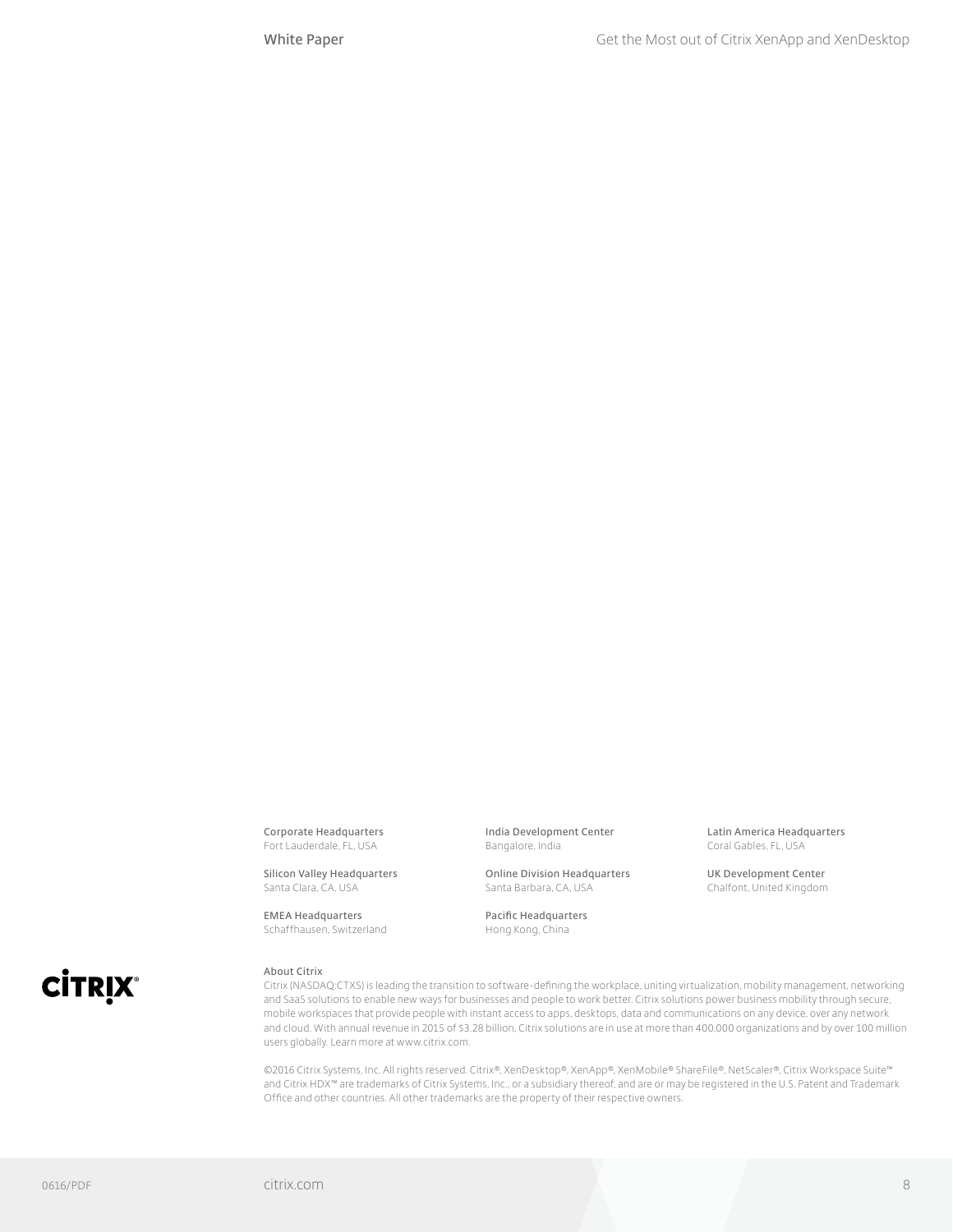Corporate Headquarters
Fort Lauderdale, FL, USA

Silicon Valley Headquarters
Santa Clara, CA, USA

EMEA Headquarters
Schaffhausen, Switzerland

India Development Center
Bangalore, India

Online Division Headquarters
Santa Barbara, CA, USA

Pacific Headquarters
Hong Kong, China

Latin America Headquarters
Coral Gables, FL, USA

UK Development Center
Chalfont, United Kingdom

About Citrix

Citrix (NASDAQ:CTXS) is leading the transition to software-defining the workplace, uniting virtualization, mobility management, networking and SaaS solutions to enable new ways for businesses and people to work better. Citrix solutions power business mobility through secure, mobile workspaces that provide people with instant access to apps, desktops, data and communications on any device, over any network and cloud. With annual revenue in 2015 of $3.28 billion, Citrix solutions are in use at more than 400,000 organizations and by over 100 million users globally. Learn more at www.citrix.com.

©2016 Citrix Systems, Inc. All rights reserved. Citrix®, XenDesktop®, XenApp®, XenMobile® ShareFile®, NetScaler®, Citrix Workspace Suite™ and Citrix HDX™ are trademarks of Citrix Systems, Inc., or a subsidiary thereof, and are or may be registered in the U.S. Patent and Trademark Office and other countries. All other trademarks are the property of their respective owners.

0616/PDF